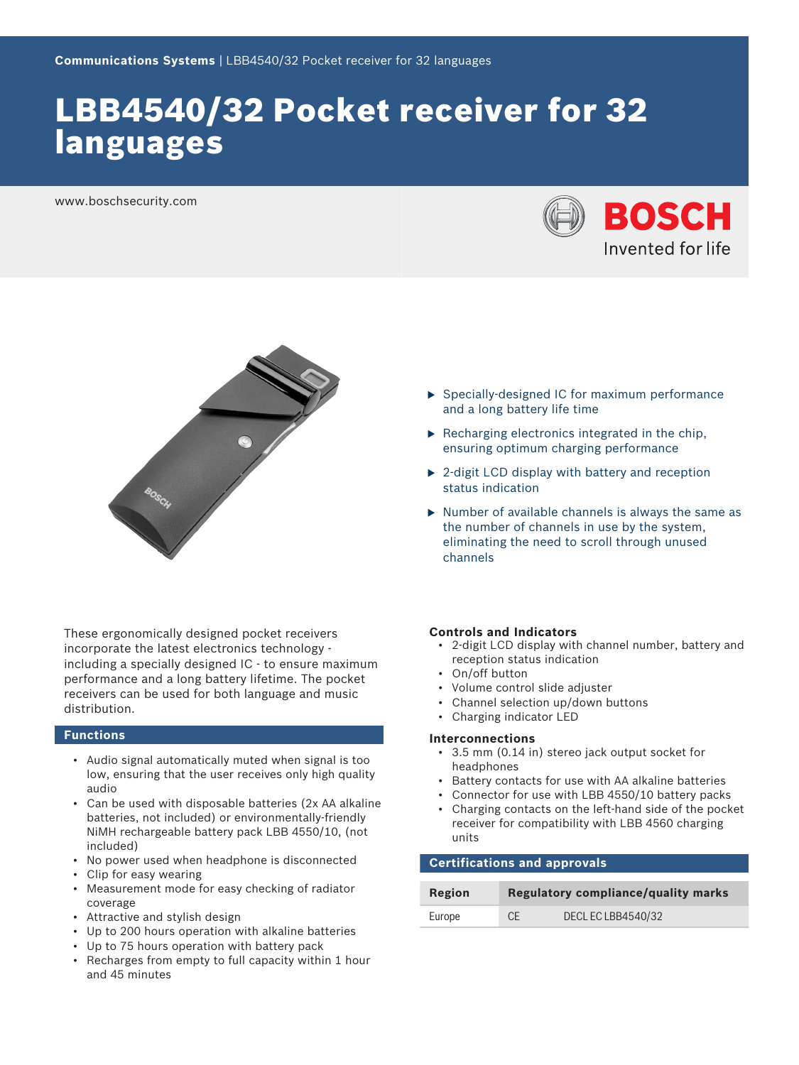Communications Systems | LBB4540/32 Pocket receiver for 32 languages

# LBB4540/32 Pocket receiver for 32 languages

www.boschsecurity.com

BOSCH
Invented for life

- Specially-designed IC for maximum performance and a long battery life time
- Recharging electronics integrated in the chip, ensuring optimum charging performance
- 2-digit LCD display with battery and reception status indication
- Number of available channels is always the same as the number of channels in use by the system, eliminating the need to scroll through unused channels

These ergonomically designed pocket receivers incorporate the latest electronics technology - including a specially designed IC - to ensure maximum performance and a long battery lifetime. The pocket receivers can be used for both language and music distribution.

## Functions

- Audio signal automatically muted when signal is too low, ensuring that the user receives only high quality audio
- Can be used with disposable batteries (2x AA alkaline batteries, not included) or environmentally-friendly NiMH rechargeable battery pack LBB 4550/10, (not included)
- No power used when headphone is disconnected
- Clip for easy wearing
- Measurement mode for easy checking of radiator coverage
- Attractive and stylish design
- Up to 200 hours operation with alkaline batteries
- Up to 75 hours operation with battery pack
- Recharges from empty to full capacity within 1 hour and 45 minutes

### Controls and Indicators

- 2-digit LCD display with channel number, battery and reception status indication
- On/off button
- Volume control slide adjuster
- Channel selection up/down buttons
- Charging indicator LED

### Interconnections

- 3.5 mm (0.14 in) stereo jack output socket for headphones
- Battery contacts for use with AA alkaline batteries
- Connector for use with LBB 4550/10 battery packs
- Charging contacts on the left-hand side of the pocket receiver for compatibility with LBB 4560 charging units

## Certifications and approvals

| Region | Regulatory compliance/quality marks | |
|---|---|---|
| Europe | CE | DECL EC LBB4540/32 |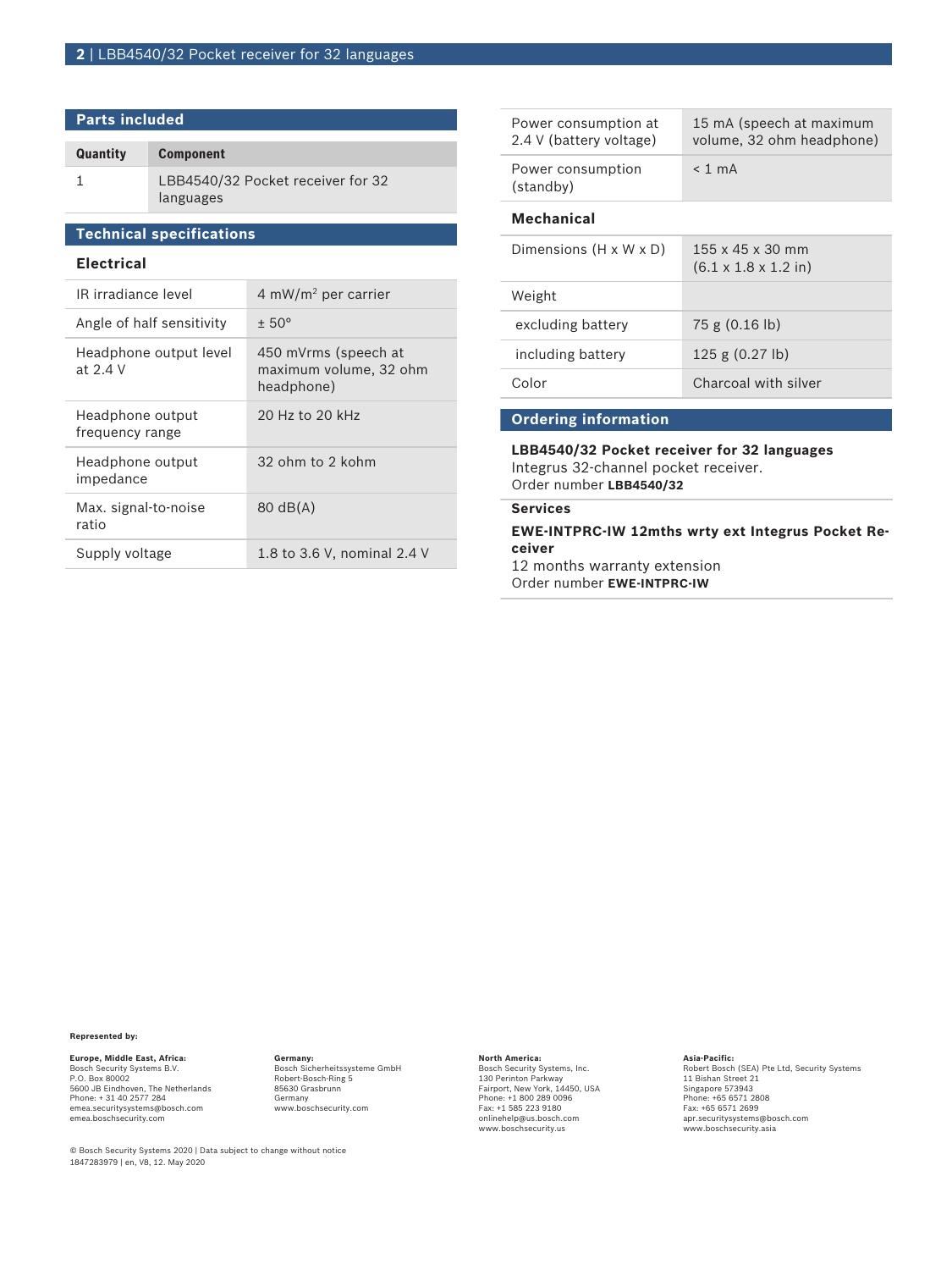## Parts included

| Quantity | Component |
| --- | --- |
| 1 | LBB4540/32 Pocket receiver for 32 languages |

## Technical specifications

### Electrical

| | |
| --- | --- |
| IR irradiance level | 4 mW/m$^2$ per carrier |
| Angle of half sensitivity | ± 50° |
| Headphone output level at 2.4 V | 450 mVrms (speech at maximum volume, 32 ohm headphone) |
| Headphone output frequency range | 20 Hz to 20 kHz |
| Headphone output impedance | 32 ohm to 2 kohm |
| Max. signal-to-noise ratio | 80 dB(A) |
| Supply voltage | 1.8 to 3.6 V, nominal 2.4 V |
| Power consumption at 2.4 V (battery voltage) | 15 mA (speech at maximum volume, 32 ohm headphone) |
| Power consumption (standby) | < 1 mA |

### Mechanical

| | |
| --- | --- |
| Dimensions (H x W x D) | 155 x 45 x 30 mm (6.1 x 1.8 x 1.2 in) |
| Weight | |
| excluding battery | 75 g (0.16 lb) |
| including battery | 125 g (0.27 lb) |
| Color | Charcoal with silver |

## Ordering information

**LBB4540/32 Pocket receiver for 32 languages**
Integrus 32-channel pocket receiver.
Order number **LBB4540/32**

### Services

**EWE-INTPRC-IW 12mths wrty ext Integrus Pocket Receiver**
12 months warranty extension
Order number **EWE-INTPRC-IW**

**Represented by:**

**Europe, Middle East, Africa:**
Bosch Security Systems B.V.
P.O. Box 80002
5600 JB Eindhoven, The Netherlands
Phone: + 31 40 2577 284
emea.securitysystems@bosch.com
emea.boschsecurity.com

**Germany:**
Bosch Sicherheitssysteme GmbH
Robert-Bosch-Ring 5
85630 Grasbrunn
Germany
www.boschsecurity.com

**North America:**
Bosch Security Systems, Inc.
130 Perinton Parkway
Fairport, New York, 14450, USA
Phone: +1 800 289 0096
Fax: +1 585 223 9180
onlinehelp@us.bosch.com
www.boschsecurity.us

**Asia-Pacific:**
Robert Bosch (SEA) Pte Ltd, Security Systems
11 Bishan Street 21
Singapore 573943
Phone: +65 6571 2808
Fax: +65 6571 2699
apr.securitysystems@bosch.com
www.boschsecurity.asia

© Bosch Security Systems 2020 | Data subject to change without notice
1847283979 | en, V8, 12. May 2020